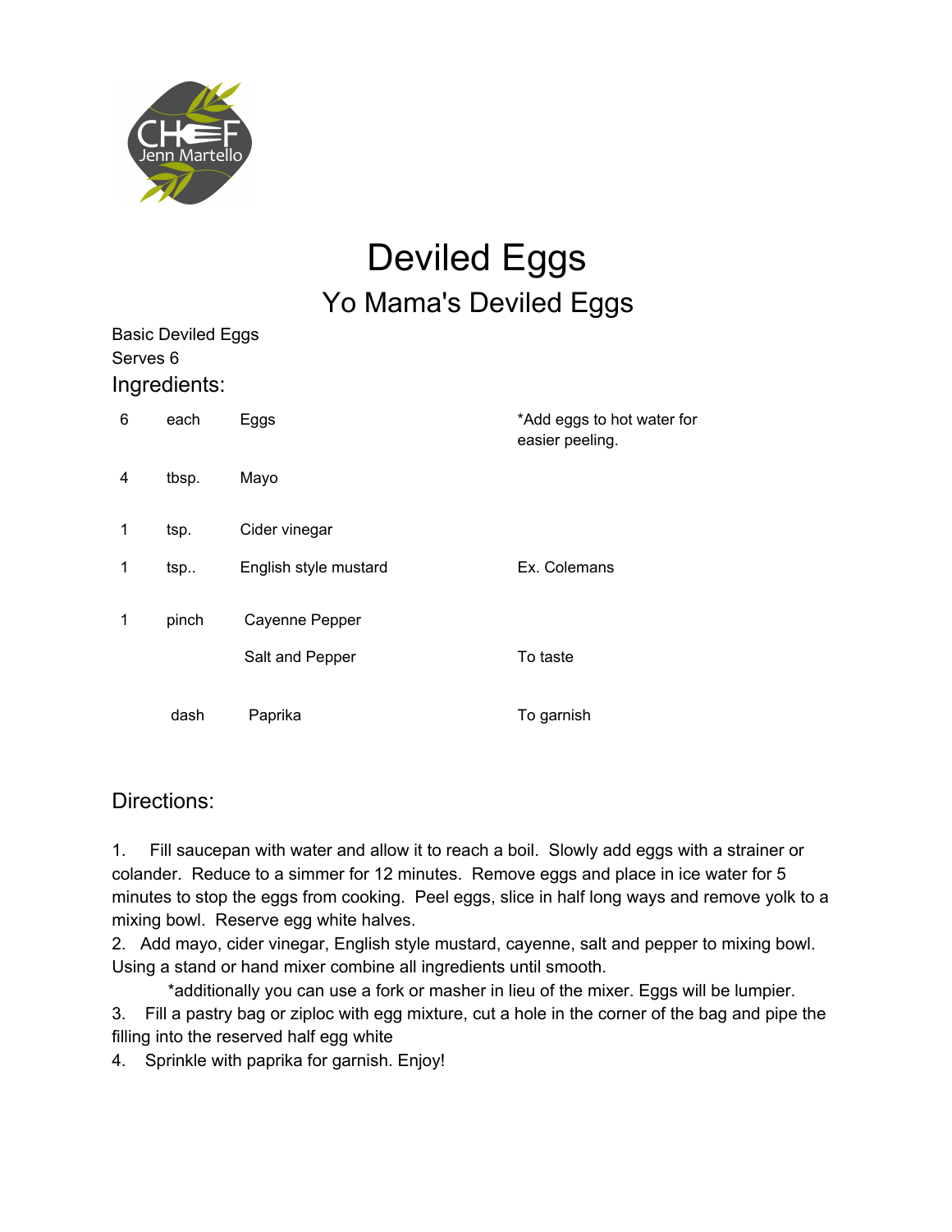# Deviled Eggs

## Yo Mama's Deviled Eggs

Basic Deviled Eggs
Serves 6

### Ingredients:

| | | | |
|---|---|---|---|
| 6 | each | Eggs | *Add eggs to hot water for easier peeling. |
| 4 | tbsp. | Mayo | |
| 1 | tsp. | Cider vinegar | |
| 1 | tsp.. | English style mustard | Ex. Colemans |
| 1 | pinch | Cayenne Pepper | |
| | | Salt and Pepper | To taste |
| | dash | Paprika | To garnish |

### Directions:

1. Fill saucepan with water and allow it to reach a boil. Slowly add eggs with a strainer or colander. Reduce to a simmer for 12 minutes. Remove eggs and place in ice water for 5 minutes to stop the eggs from cooking. Peel eggs, slice in half long ways and remove yolk to a mixing bowl. Reserve egg white halves.
2. Add mayo, cider vinegar, English style mustard, cayenne, salt and pepper to mixing bowl. Using a stand or hand mixer combine all ingredients until smooth.
   *additionally you can use a fork or masher in lieu of the mixer. Eggs will be lumpier.
3. Fill a pastry bag or ziploc with egg mixture, cut a hole in the corner of the bag and pipe the filling into the reserved half egg white
4. Sprinkle with paprika for garnish. Enjoy!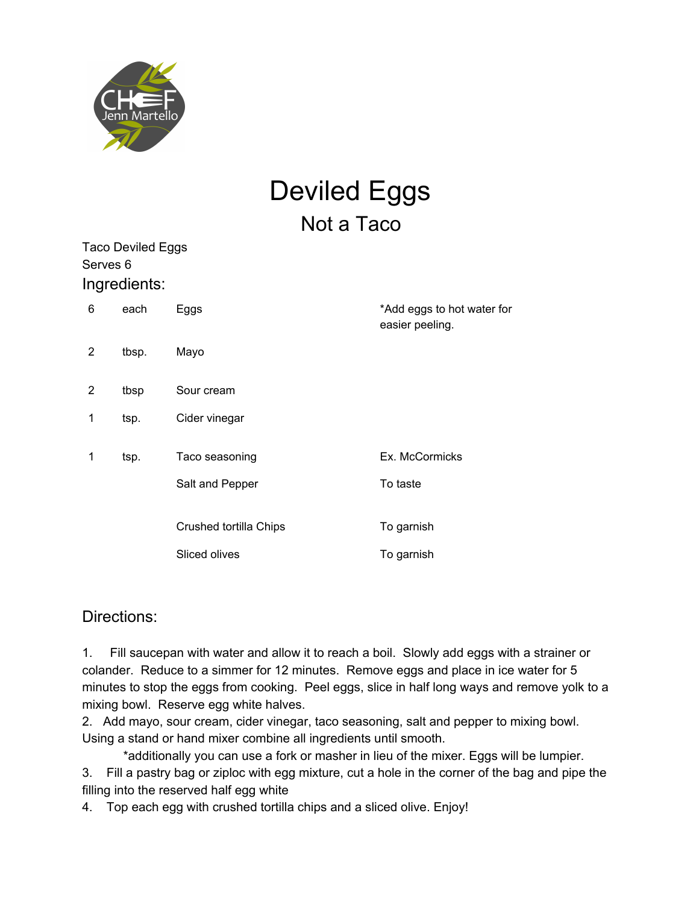# Deviled Eggs

## Not a Taco

Taco Deviled Eggs
Serves 6

### Ingredients:

| | | | |
|---|---|---|---|
| 6 | each | Eggs | *Add eggs to hot water for easier peeling. |
| 2 | tbsp. | Mayo | |
| 2 | tbsp | Sour cream | |
| 1 | tsp. | Cider vinegar | |
| 1 | tsp. | Taco seasoning | Ex. McCormicks |
| | | Salt and Pepper | To taste |
| | | Crushed tortilla Chips | To garnish |
| | | Sliced olives | To garnish |

### Directions:

1. Fill saucepan with water and allow it to reach a boil. Slowly add eggs with a strainer or colander. Reduce to a simmer for 12 minutes. Remove eggs and place in ice water for 5 minutes to stop the eggs from cooking. Peel eggs, slice in half long ways and remove yolk to a mixing bowl. Reserve egg white halves.
2. Add mayo, sour cream, cider vinegar, taco seasoning, salt and pepper to mixing bowl. Using a stand or hand mixer combine all ingredients until smooth.
   *additionally you can use a fork or masher in lieu of the mixer. Eggs will be lumpier.
3. Fill a pastry bag or ziploc with egg mixture, cut a hole in the corner of the bag and pipe the filling into the reserved half egg white
4. Top each egg with crushed tortilla chips and a sliced olive. Enjoy!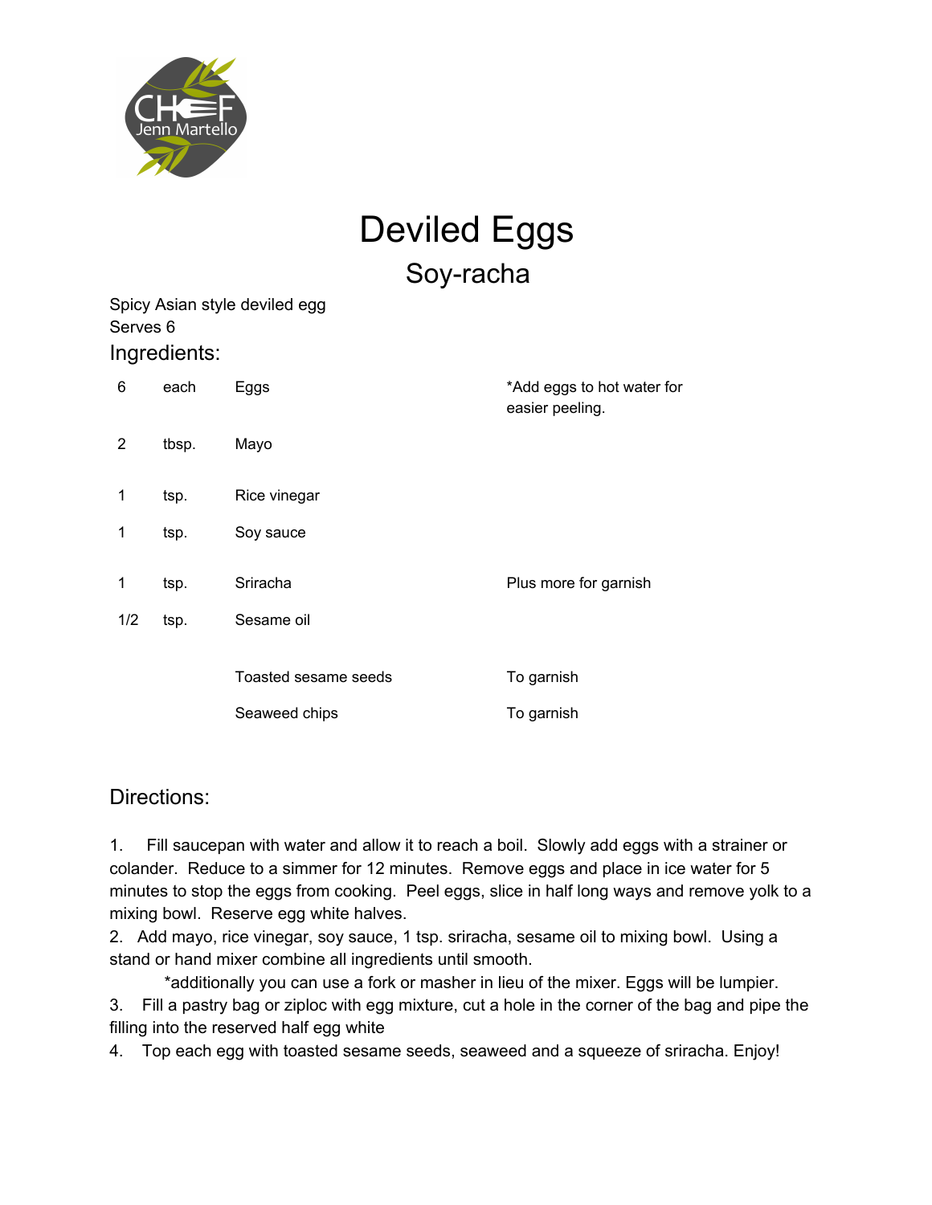# Deviled Eggs

## Soy-racha

Spicy Asian style deviled egg
Serves 6

### Ingredients:

| | | | |
|---|---|---|---|
| 6 | each | Eggs | *Add eggs to hot water for easier peeling. |
| 2 | tbsp. | Mayo | |
| 1 | tsp. | Rice vinegar | |
| 1 | tsp. | Soy sauce | |
| 1 | tsp. | Sriracha | Plus more for garnish |
| 1/2 | tsp. | Sesame oil | |
| | | Toasted sesame seeds | To garnish |
| | | Seaweed chips | To garnish |

### Directions:

1. Fill saucepan with water and allow it to reach a boil. Slowly add eggs with a strainer or colander. Reduce to a simmer for 12 minutes. Remove eggs and place in ice water for 5 minutes to stop the eggs from cooking. Peel eggs, slice in half long ways and remove yolk to a mixing bowl. Reserve egg white halves.
2. Add mayo, rice vinegar, soy sauce, 1 tsp. sriracha, sesame oil to mixing bowl. Using a stand or hand mixer combine all ingredients until smooth.
   *additionally you can use a fork or masher in lieu of the mixer. Eggs will be lumpier.
3. Fill a pastry bag or ziploc with egg mixture, cut a hole in the corner of the bag and pipe the filling into the reserved half egg white
4. Top each egg with toasted sesame seeds, seaweed and a squeeze of sriracha. Enjoy!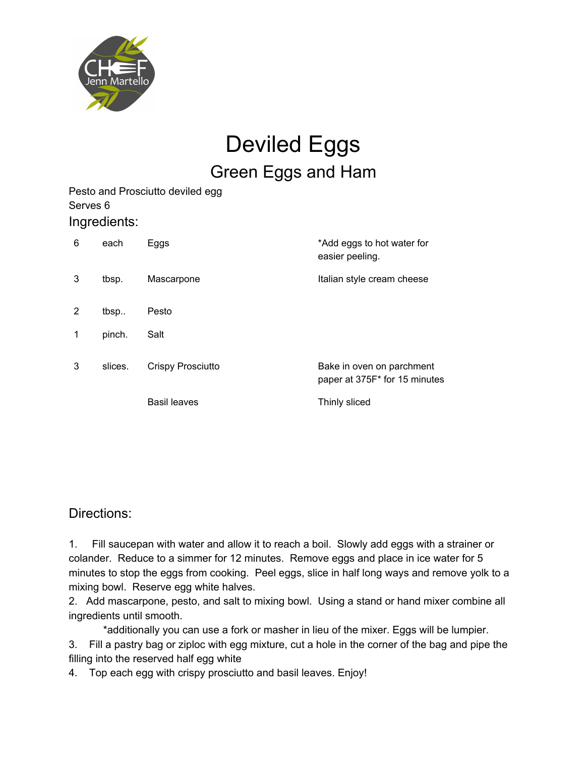# Deviled Eggs

## Green Eggs and Ham

Pesto and Prosciutto deviled egg
Serves 6

### Ingredients:

| | | | |
|---|---|---|---|
| 6 | each | Eggs | *Add eggs to hot water for easier peeling. |
| 3 | tbsp. | Mascarpone | Italian style cream cheese |
| 2 | tbsp.. | Pesto | |
| 1 | pinch. | Salt | |
| 3 | slices. | Crispy Prosciutto | Bake in oven on parchment paper at 375F* for 15 minutes |
| | | Basil leaves | Thinly sliced |

### Directions:

1. Fill saucepan with water and allow it to reach a boil. Slowly add eggs with a strainer or colander. Reduce to a simmer for 12 minutes. Remove eggs and place in ice water for 5 minutes to stop the eggs from cooking. Peel eggs, slice in half long ways and remove yolk to a mixing bowl. Reserve egg white halves.
2. Add mascarpone, pesto, and salt to mixing bowl. Using a stand or hand mixer combine all ingredients until smooth.
   *additionally you can use a fork or masher in lieu of the mixer. Eggs will be lumpier.
3. Fill a pastry bag or ziploc with egg mixture, cut a hole in the corner of the bag and pipe the filling into the reserved half egg white
4. Top each egg with crispy prosciutto and basil leaves. Enjoy!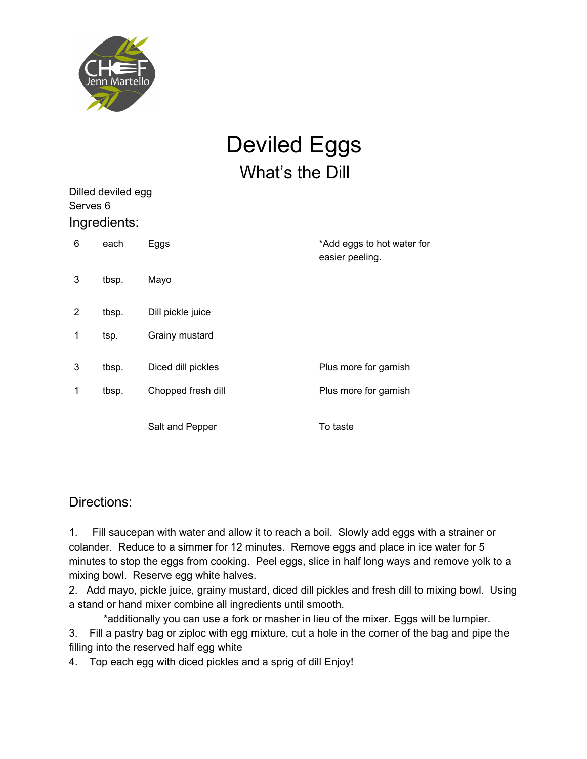# Deviled Eggs

## What's the Dill

Dilled deviled egg
Serves 6

### Ingredients:

| | | | |
|---|---|---|---|
| 6 | each | Eggs | *Add eggs to hot water for easier peeling. |
| 3 | tbsp. | Mayo | |
| 2 | tbsp. | Dill pickle juice | |
| 1 | tsp. | Grainy mustard | |
| 3 | tbsp. | Diced dill pickles | Plus more for garnish |
| 1 | tbsp. | Chopped fresh dill | Plus more for garnish |
| | | Salt and Pepper | To taste |

### Directions:

1. Fill saucepan with water and allow it to reach a boil. Slowly add eggs with a strainer or colander. Reduce to a simmer for 12 minutes. Remove eggs and place in ice water for 5 minutes to stop the eggs from cooking. Peel eggs, slice in half long ways and remove yolk to a mixing bowl. Reserve egg white halves.
2. Add mayo, pickle juice, grainy mustard, diced dill pickles and fresh dill to mixing bowl. Using a stand or hand mixer combine all ingredients until smooth.
   *additionally you can use a fork or masher in lieu of the mixer. Eggs will be lumpier.
3. Fill a pastry bag or ziploc with egg mixture, cut a hole in the corner of the bag and pipe the filling into the reserved half egg white
4. Top each egg with diced pickles and a sprig of dill Enjoy!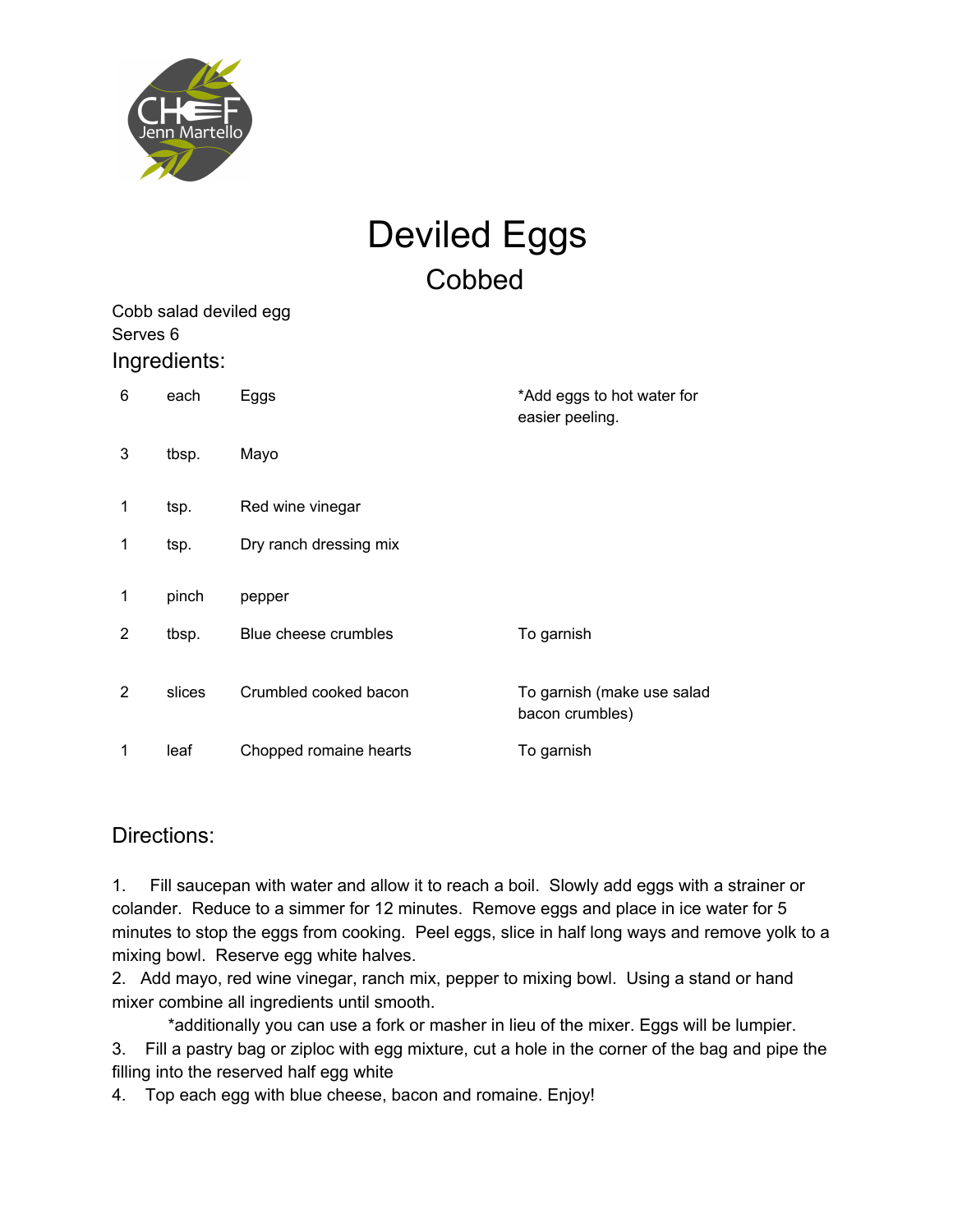CHEF
Jenn Martello

# Deviled Eggs

## Cobbed

Cobb salad deviled egg
Serves 6

### Ingredients:

| | | | |
|---|---|---|---|
| 6 | each | Eggs | *Add eggs to hot water for easier peeling. |
| 3 | tbsp. | Mayo | |
| 1 | tsp. | Red wine vinegar | |
| 1 | tsp. | Dry ranch dressing mix | |
| 1 | pinch | pepper | |
| 2 | tbsp. | Blue cheese crumbles | To garnish |
| 2 | slices | Crumbled cooked bacon | To garnish (make use salad bacon crumbles) |
| 1 | leaf | Chopped romaine hearts | To garnish |

### Directions:

1. Fill saucepan with water and allow it to reach a boil. Slowly add eggs with a strainer or colander. Reduce to a simmer for 12 minutes. Remove eggs and place in ice water for 5 minutes to stop the eggs from cooking. Peel eggs, slice in half long ways and remove yolk to a mixing bowl. Reserve egg white halves.
2. Add mayo, red wine vinegar, ranch mix, pepper to mixing bowl. Using a stand or hand mixer combine all ingredients until smooth.
   *additionally you can use a fork or masher in lieu of the mixer. Eggs will be lumpier.
3. Fill a pastry bag or ziploc with egg mixture, cut a hole in the corner of the bag and pipe the filling into the reserved half egg white
4. Top each egg with blue cheese, bacon and romaine. Enjoy!